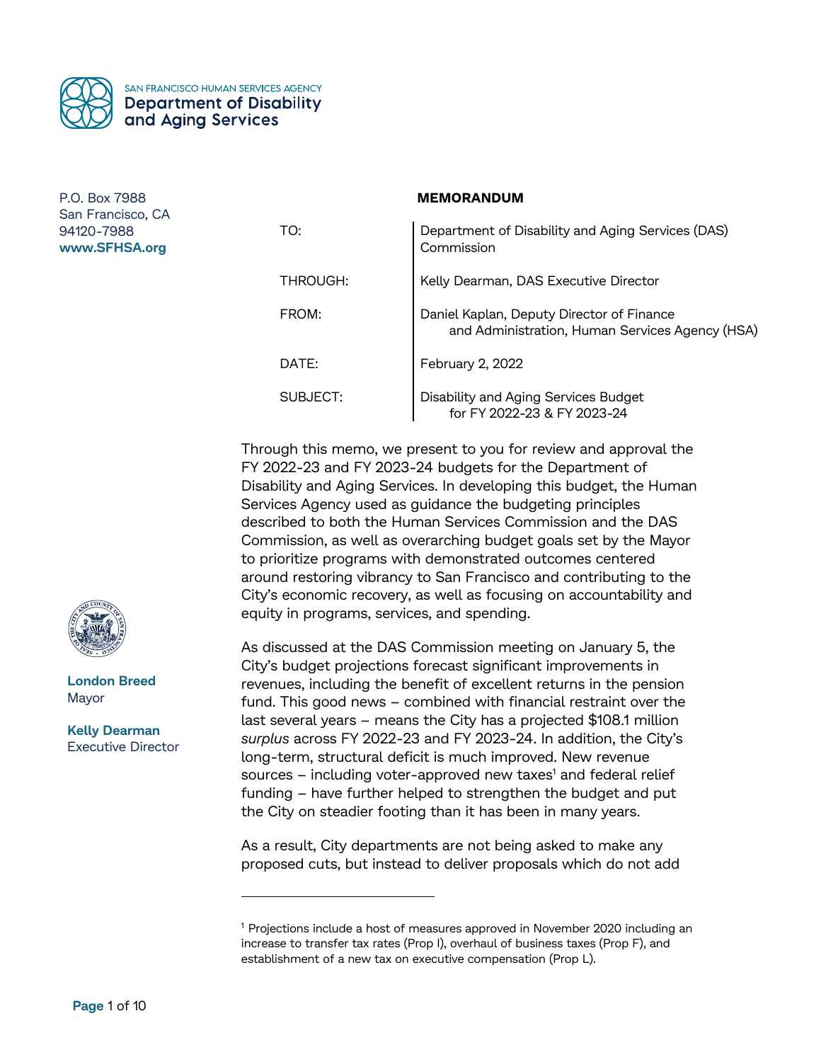SAN FRANCISCO HUMAN SERVICES AGENCY
**Department of Disability and Aging Services**

P.O. Box 7988
San Francisco, CA
94120-7988
**www.SFHSA.org**

**London Breed**
Mayor

**Kelly Dearman**
Executive Director

**MEMORANDUM**

| | |
|---|---|
| TO: | Department of Disability and Aging Services (DAS) Commission |
| THROUGH: | Kelly Dearman, DAS Executive Director |
| FROM: | Daniel Kaplan, Deputy Director of Finance and Administration, Human Services Agency (HSA) |
| DATE: | February 2, 2022 |
| SUBJECT: | Disability and Aging Services Budget for FY 2022-23 & FY 2023-24 |

Through this memo, we present to you for review and approval the FY 2022-23 and FY 2023-24 budgets for the Department of Disability and Aging Services. In developing this budget, the Human Services Agency used as guidance the budgeting principles described to both the Human Services Commission and the DAS Commission, as well as overarching budget goals set by the Mayor to prioritize programs with demonstrated outcomes centered around restoring vibrancy to San Francisco and contributing to the City's economic recovery, as well as focusing on accountability and equity in programs, services, and spending.

As discussed at the DAS Commission meeting on January 5, the City's budget projections forecast significant improvements in revenues, including the benefit of excellent returns in the pension fund. This good news – combined with financial restraint over the last several years – means the City has a projected $108.1 million *surplus* across FY 2022-23 and FY 2023-24. In addition, the City's long-term, structural deficit is much improved. New revenue sources – including voter-approved new taxes[1] and federal relief funding – have further helped to strengthen the budget and put the City on steadier footing than it has been in many years.

As a result, City departments are not being asked to make any proposed cuts, but instead to deliver proposals which do not add

[1] Projections include a host of measures approved in November 2020 including an increase to transfer tax rates (Prop I), overhaul of business taxes (Prop F), and establishment of a new tax on executive compensation (Prop L).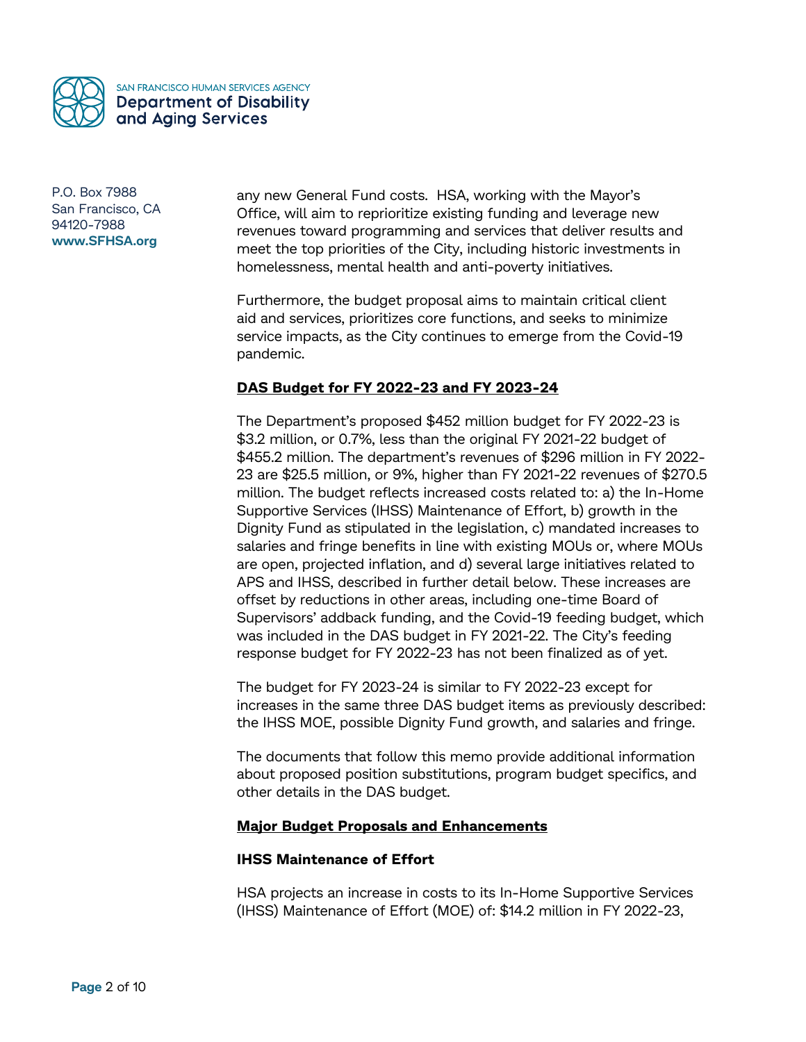any new General Fund costs. HSA, working with the Mayor's Office, will aim to reprioritize existing funding and leverage new revenues toward programming and services that deliver results and meet the top priorities of the City, including historic investments in homelessness, mental health and anti-poverty initiatives.

Furthermore, the budget proposal aims to maintain critical client aid and services, prioritizes core functions, and seeks to minimize service impacts, as the City continues to emerge from the Covid-19 pandemic.

**DAS Budget for FY 2022-23 and FY 2023-24**

The Department's proposed $452 million budget for FY 2022-23 is $3.2 million, or 0.7%, less than the original FY 2021-22 budget of $455.2 million. The department's revenues of $296 million in FY 2022-23 are $25.5 million, or 9%, higher than FY 2021-22 revenues of $270.5 million. The budget reflects increased costs related to: a) the In-Home Supportive Services (IHSS) Maintenance of Effort, b) growth in the Dignity Fund as stipulated in the legislation, c) mandated increases to salaries and fringe benefits in line with existing MOUs or, where MOUs are open, projected inflation, and d) several large initiatives related to APS and IHSS, described in further detail below. These increases are offset by reductions in other areas, including one-time Board of Supervisors' addback funding, and the Covid-19 feeding budget, which was included in the DAS budget in FY 2021-22. The City's feeding response budget for FY 2022-23 has not been finalized as of yet.

The budget for FY 2023-24 is similar to FY 2022-23 except for increases in the same three DAS budget items as previously described: the IHSS MOE, possible Dignity Fund growth, and salaries and fringe.

The documents that follow this memo provide additional information about proposed position substitutions, program budget specifics, and other details in the DAS budget.

**Major Budget Proposals and Enhancements**

**IHSS Maintenance of Effort**

HSA projects an increase in costs to its In-Home Supportive Services (IHSS) Maintenance of Effort (MOE) of: $14.2 million in FY 2022-23,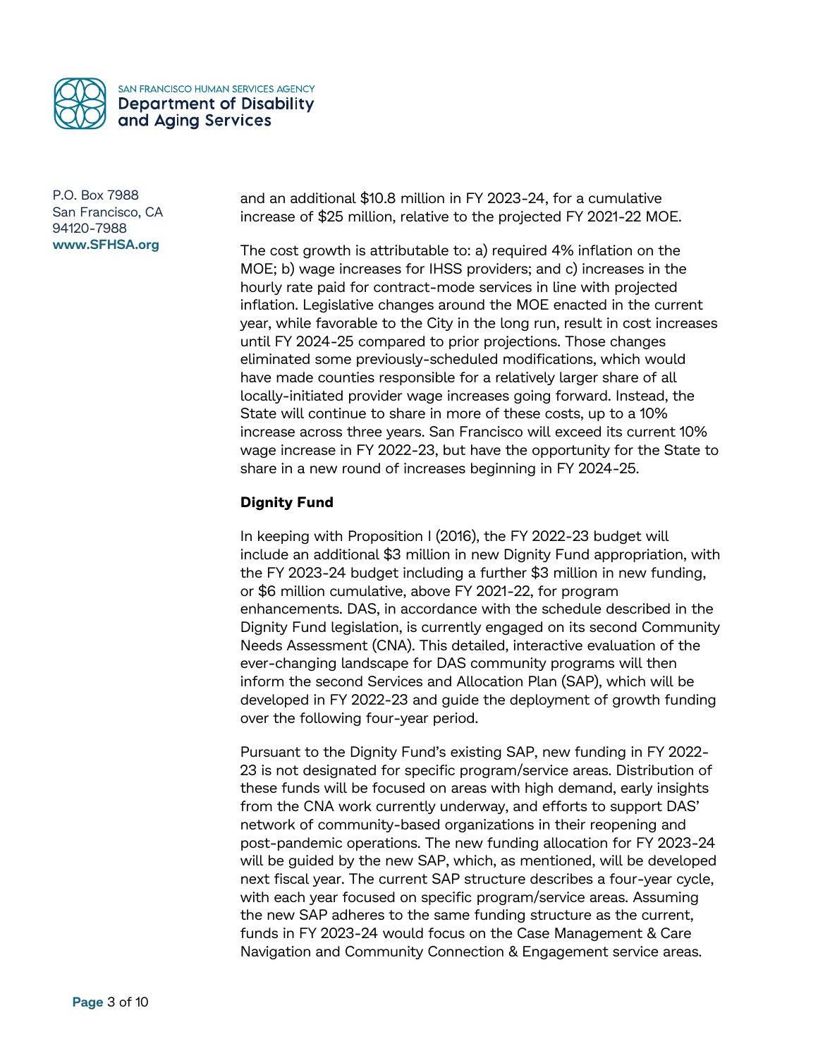and an additional $10.8 million in FY 2023-24, for a cumulative increase of $25 million, relative to the projected FY 2021-22 MOE.

The cost growth is attributable to: a) required 4% inflation on the MOE; b) wage increases for IHSS providers; and c) increases in the hourly rate paid for contract-mode services in line with projected inflation. Legislative changes around the MOE enacted in the current year, while favorable to the City in the long run, result in cost increases until FY 2024-25 compared to prior projections. Those changes eliminated some previously-scheduled modifications, which would have made counties responsible for a relatively larger share of all locally-initiated provider wage increases going forward. Instead, the State will continue to share in more of these costs, up to a 10% increase across three years. San Francisco will exceed its current 10% wage increase in FY 2022-23, but have the opportunity for the State to share in a new round of increases beginning in FY 2024-25.

**Dignity Fund**

In keeping with Proposition I (2016), the FY 2022-23 budget will include an additional $3 million in new Dignity Fund appropriation, with the FY 2023-24 budget including a further $3 million in new funding, or $6 million cumulative, above FY 2021-22, for program enhancements. DAS, in accordance with the schedule described in the Dignity Fund legislation, is currently engaged on its second Community Needs Assessment (CNA). This detailed, interactive evaluation of the ever-changing landscape for DAS community programs will then inform the second Services and Allocation Plan (SAP), which will be developed in FY 2022-23 and guide the deployment of growth funding over the following four-year period.

Pursuant to the Dignity Fund's existing SAP, new funding in FY 2022-23 is not designated for specific program/service areas. Distribution of these funds will be focused on areas with high demand, early insights from the CNA work currently underway, and efforts to support DAS' network of community-based organizations in their reopening and post-pandemic operations. The new funding allocation for FY 2023-24 will be guided by the new SAP, which, as mentioned, will be developed next fiscal year. The current SAP structure describes a four-year cycle, with each year focused on specific program/service areas. Assuming the new SAP adheres to the same funding structure as the current, funds in FY 2023-24 would focus on the Case Management & Care Navigation and Community Connection & Engagement service areas.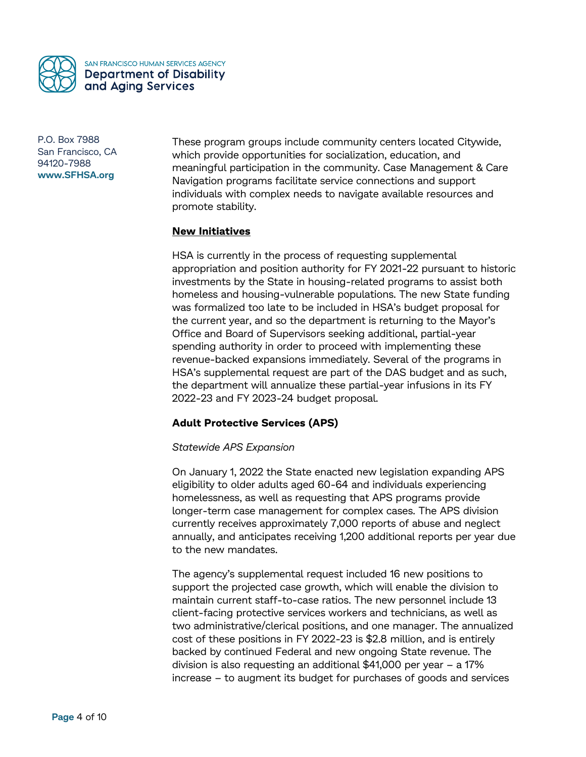These program groups include community centers located Citywide, which provide opportunities for socialization, education, and meaningful participation in the community. Case Management & Care Navigation programs facilitate service connections and support individuals with complex needs to navigate available resources and promote stability.

## New Initiatives

HSA is currently in the process of requesting supplemental appropriation and position authority for FY 2021-22 pursuant to historic investments by the State in housing-related programs to assist both homeless and housing-vulnerable populations. The new State funding was formalized too late to be included in HSA's budget proposal for the current year, and so the department is returning to the Mayor's Office and Board of Supervisors seeking additional, partial-year spending authority in order to proceed with implementing these revenue-backed expansions immediately. Several of the programs in HSA's supplemental request are part of the DAS budget and as such, the department will annualize these partial-year infusions in its FY 2022-23 and FY 2023-24 budget proposal.

### Adult Protective Services (APS)

*Statewide APS Expansion*

On January 1, 2022 the State enacted new legislation expanding APS eligibility to older adults aged 60-64 and individuals experiencing homelessness, as well as requesting that APS programs provide longer-term case management for complex cases. The APS division currently receives approximately 7,000 reports of abuse and neglect annually, and anticipates receiving 1,200 additional reports per year due to the new mandates.

The agency's supplemental request included 16 new positions to support the projected case growth, which will enable the division to maintain current staff-to-case ratios. The new personnel include 13 client-facing protective services workers and technicians, as well as two administrative/clerical positions, and one manager. The annualized cost of these positions in FY 2022-23 is $2.8 million, and is entirely backed by continued Federal and new ongoing State revenue. The division is also requesting an additional $41,000 per year – a 17% increase – to augment its budget for purchases of goods and services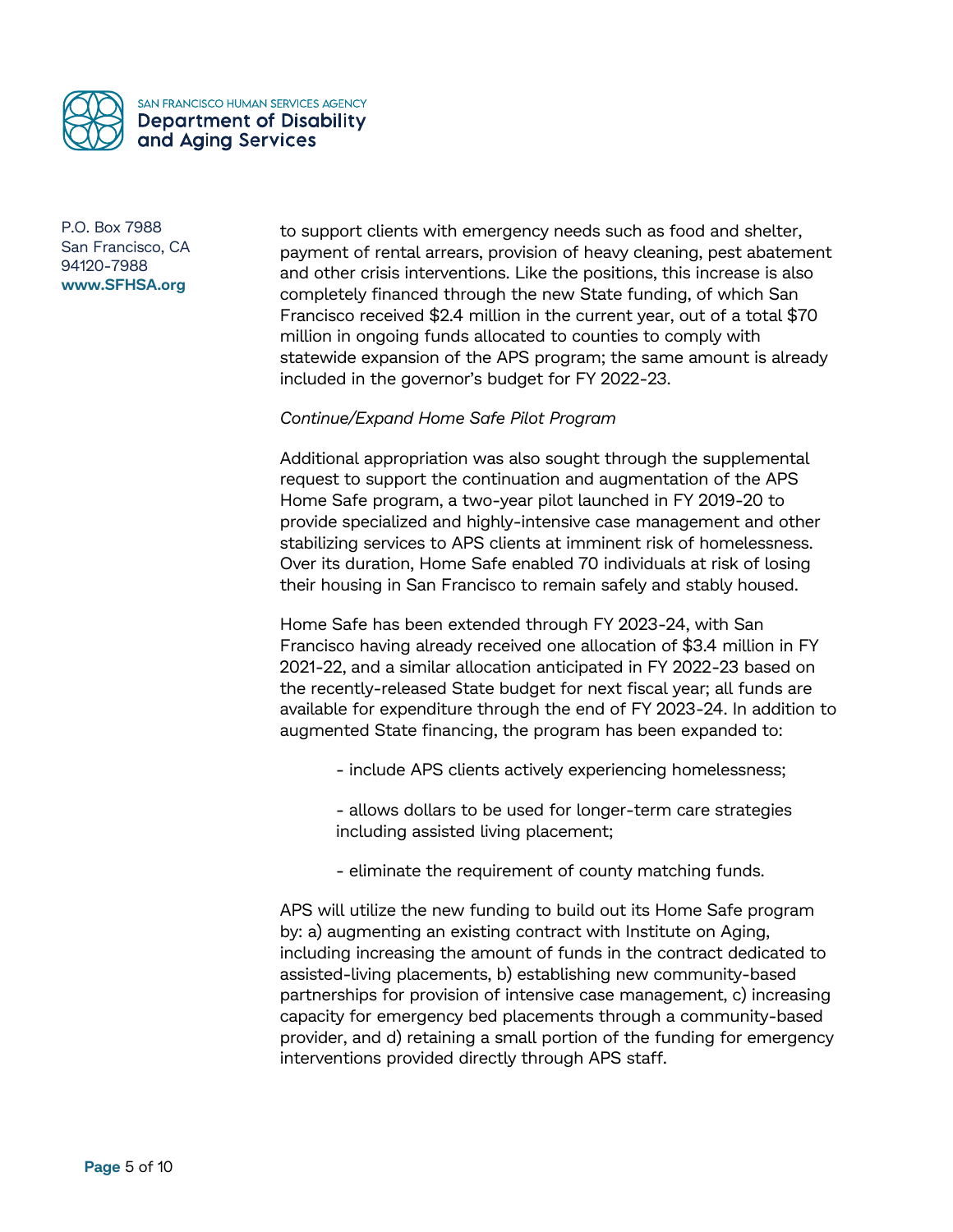to support clients with emergency needs such as food and shelter, payment of rental arrears, provision of heavy cleaning, pest abatement and other crisis interventions. Like the positions, this increase is also completely financed through the new State funding, of which San Francisco received $2.4 million in the current year, out of a total $70 million in ongoing funds allocated to counties to comply with statewide expansion of the APS program; the same amount is already included in the governor's budget for FY 2022-23.

*Continue/Expand Home Safe Pilot Program*

Additional appropriation was also sought through the supplemental request to support the continuation and augmentation of the APS Home Safe program, a two-year pilot launched in FY 2019-20 to provide specialized and highly-intensive case management and other stabilizing services to APS clients at imminent risk of homelessness. Over its duration, Home Safe enabled 70 individuals at risk of losing their housing in San Francisco to remain safely and stably housed.

Home Safe has been extended through FY 2023-24, with San Francisco having already received one allocation of $3.4 million in FY 2021-22, and a similar allocation anticipated in FY 2022-23 based on the recently-released State budget for next fiscal year; all funds are available for expenditure through the end of FY 2023-24. In addition to augmented State financing, the program has been expanded to:

- include APS clients actively experiencing homelessness;

- allows dollars to be used for longer-term care strategies including assisted living placement;

- eliminate the requirement of county matching funds.

APS will utilize the new funding to build out its Home Safe program by: a) augmenting an existing contract with Institute on Aging, including increasing the amount of funds in the contract dedicated to assisted-living placements, b) establishing new community-based partnerships for provision of intensive case management, c) increasing capacity for emergency bed placements through a community-based provider, and d) retaining a small portion of the funding for emergency interventions provided directly through APS staff.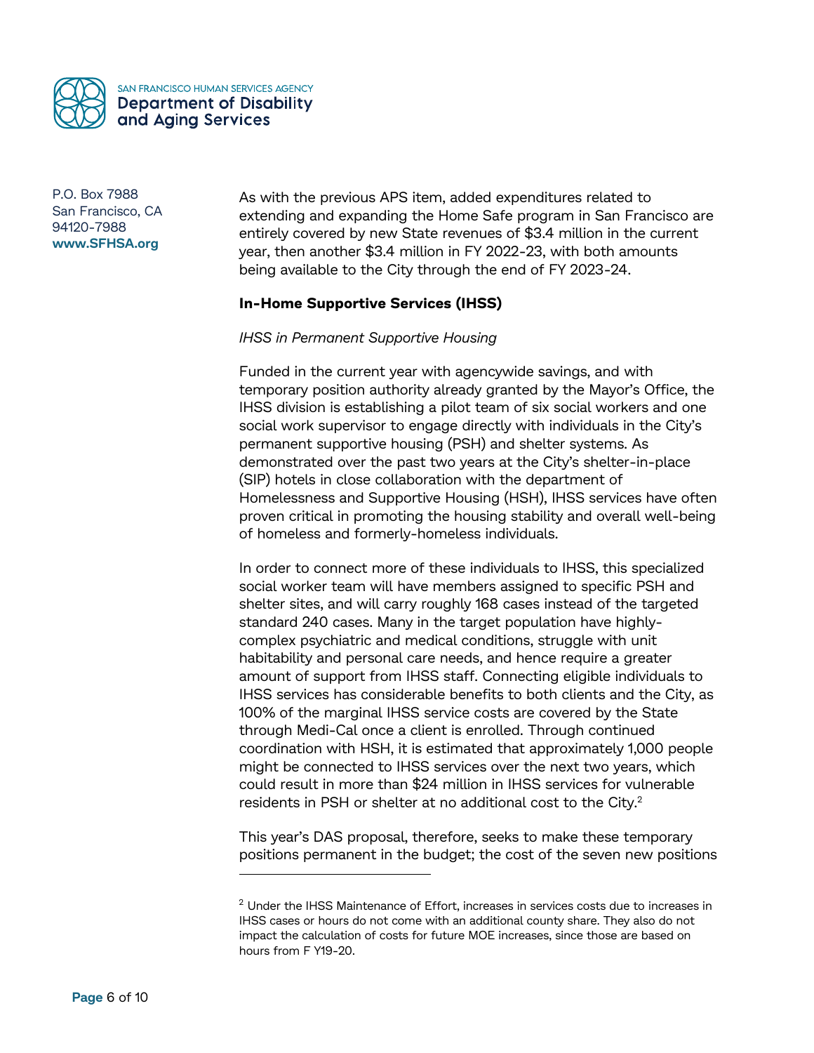As with the previous APS item, added expenditures related to extending and expanding the Home Safe program in San Francisco are entirely covered by new State revenues of $3.4 million in the current year, then another $3.4 million in FY 2022-23, with both amounts being available to the City through the end of FY 2023-24.

**In-Home Supportive Services (IHSS)**

*IHSS in Permanent Supportive Housing*

Funded in the current year with agencywide savings, and with temporary position authority already granted by the Mayor's Office, the IHSS division is establishing a pilot team of six social workers and one social work supervisor to engage directly with individuals in the City's permanent supportive housing (PSH) and shelter systems. As demonstrated over the past two years at the City's shelter-in-place (SIP) hotels in close collaboration with the department of Homelessness and Supportive Housing (HSH), IHSS services have often proven critical in promoting the housing stability and overall well-being of homeless and formerly-homeless individuals.

In order to connect more of these individuals to IHSS, this specialized social worker team will have members assigned to specific PSH and shelter sites, and will carry roughly 168 cases instead of the targeted standard 240 cases. Many in the target population have highly-complex psychiatric and medical conditions, struggle with unit habitability and personal care needs, and hence require a greater amount of support from IHSS staff. Connecting eligible individuals to IHSS services has considerable benefits to both clients and the City, as 100% of the marginal IHSS service costs are covered by the State through Medi-Cal once a client is enrolled. Through continued coordination with HSH, it is estimated that approximately 1,000 people might be connected to IHSS services over the next two years, which could result in more than $24 million in IHSS services for vulnerable residents in PSH or shelter at no additional cost to the City.[2]

This year's DAS proposal, therefore, seeks to make these temporary positions permanent in the budget; the cost of the seven new positions

[2] Under the IHSS Maintenance of Effort, increases in services costs due to increases in IHSS cases or hours do not come with an additional county share. They also do not impact the calculation of costs for future MOE increases, since those are based on hours from F Y19-20.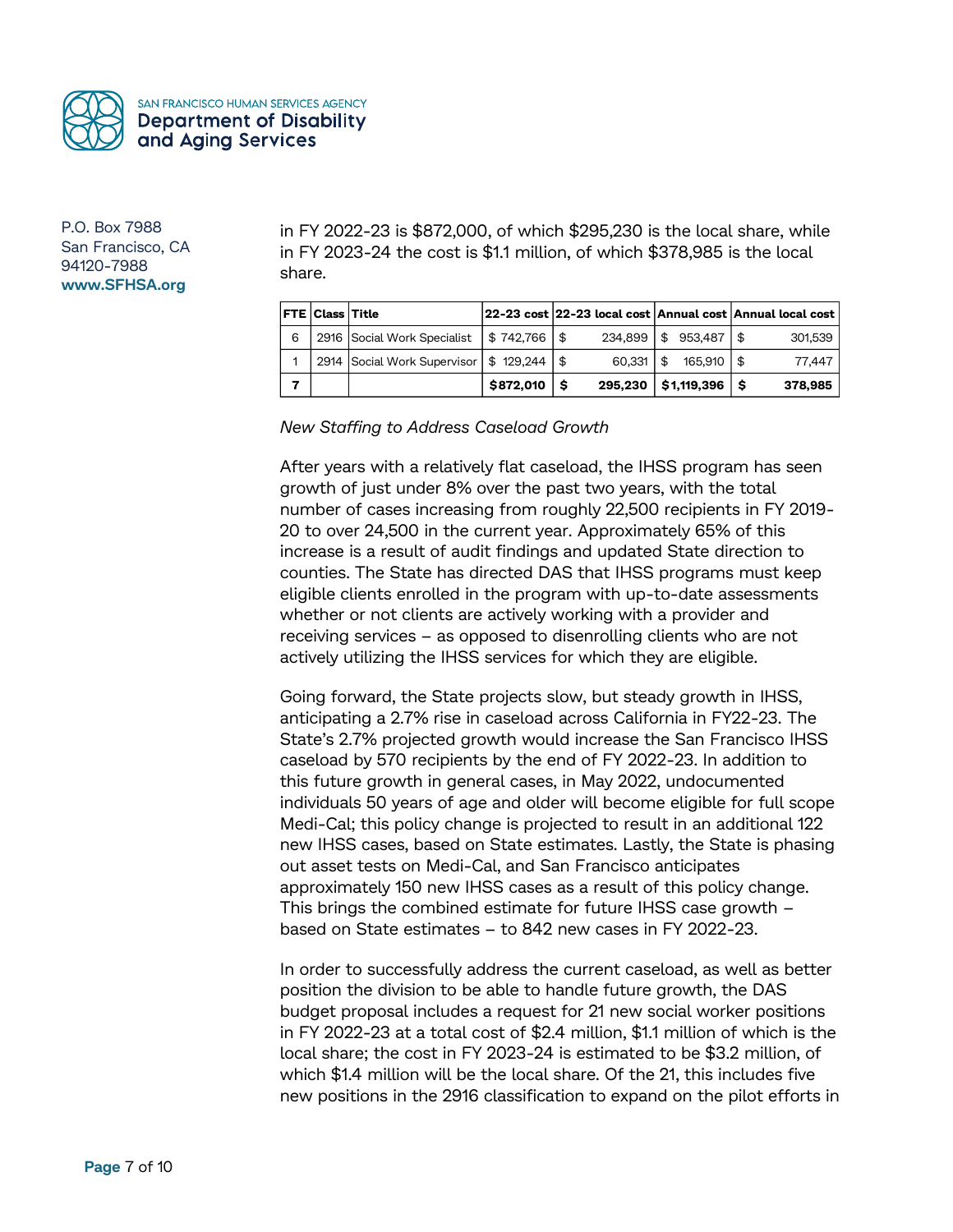in FY 2022-23 is $872,000, of which $295,230 is the local share, while in FY 2023-24 the cost is $1.1 million, of which $378,985 is the local share.

| FTE | Class | Title | 22-23 cost | 22-23 local cost | Annual cost | Annual local cost |
|---|---|---|---|---|---|---|
| 6 | 2916 | Social Work Specialist | $ 742,766 | $ 234,899 | $ 953,487 | $ 301,539 |
| 1 | 2914 | Social Work Supervisor | $ 129,244 | $ 60,331 | $ 165,910 | $ 77,447 |
| **7** | | | **$872,010** | **$ 295,230** | **$1,119,396** | **$ 378,985** |

*New Staffing to Address Caseload Growth*

After years with a relatively flat caseload, the IHSS program has seen growth of just under 8% over the past two years, with the total number of cases increasing from roughly 22,500 recipients in FY 2019-20 to over 24,500 in the current year. Approximately 65% of this increase is a result of audit findings and updated State direction to counties. The State has directed DAS that IHSS programs must keep eligible clients enrolled in the program with up-to-date assessments whether or not clients are actively working with a provider and receiving services – as opposed to disenrolling clients who are not actively utilizing the IHSS services for which they are eligible.

Going forward, the State projects slow, but steady growth in IHSS, anticipating a 2.7% rise in caseload across California in FY22-23. The State's 2.7% projected growth would increase the San Francisco IHSS caseload by 570 recipients by the end of FY 2022-23. In addition to this future growth in general cases, in May 2022, undocumented individuals 50 years of age and older will become eligible for full scope Medi-Cal; this policy change is projected to result in an additional 122 new IHSS cases, based on State estimates. Lastly, the State is phasing out asset tests on Medi-Cal, and San Francisco anticipates approximately 150 new IHSS cases as a result of this policy change. This brings the combined estimate for future IHSS case growth – based on State estimates – to 842 new cases in FY 2022-23.

In order to successfully address the current caseload, as well as better position the division to be able to handle future growth, the DAS budget proposal includes a request for 21 new social worker positions in FY 2022-23 at a total cost of $2.4 million, $1.1 million of which is the local share; the cost in FY 2023-24 is estimated to be $3.2 million, of which $1.4 million will be the local share. Of the 21, this includes five new positions in the 2916 classification to expand on the pilot efforts in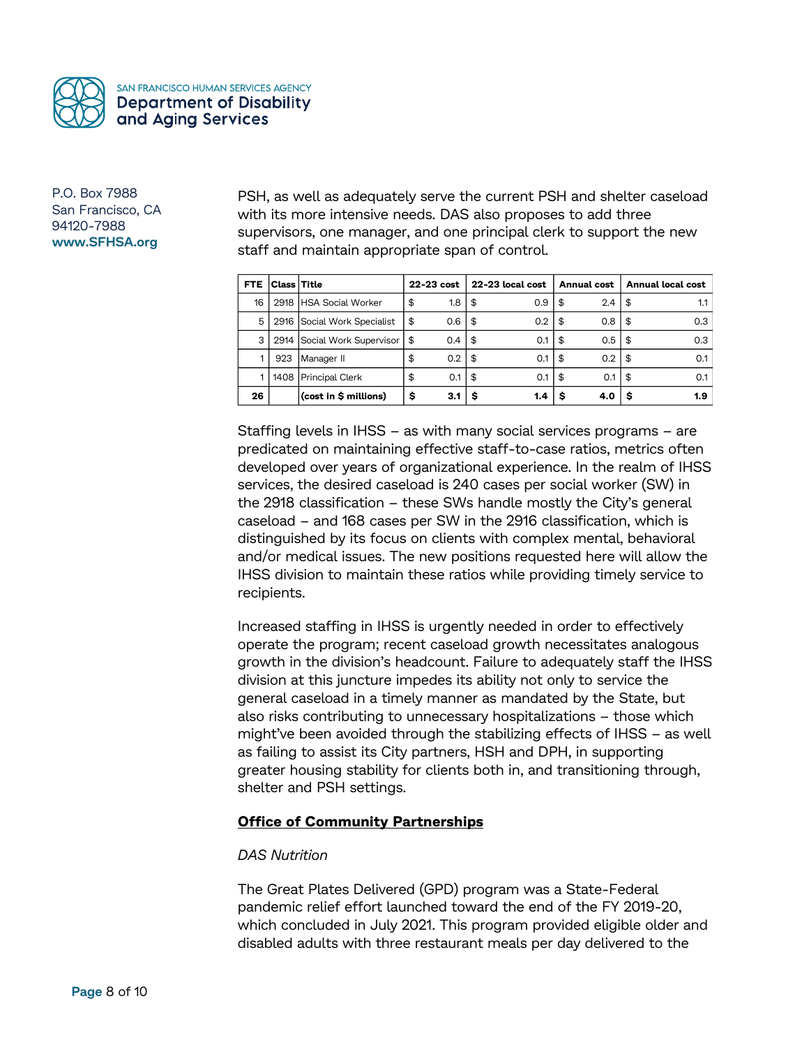PSH, as well as adequately serve the current PSH and shelter caseload with its more intensive needs. DAS also proposes to add three supervisors, one manager, and one principal clerk to support the new staff and maintain appropriate span of control.

| FTE | Class | Title | 22-23 cost | 22-23 local cost | Annual cost | Annual local cost |
|---|---|---|---|---|---|---|
| 16 | 2918 | HSA Social Worker | $ 1.8 | $ 0.9 | $ 2.4 | $ 1.1 |
| 5 | 2916 | Social Work Specialist | $ 0.6 | $ 0.2 | $ 0.8 | $ 0.3 |
| 3 | 2914 | Social Work Supervisor | $ 0.4 | $ 0.1 | $ 0.5 | $ 0.3 |
| 1 | 923 | Manager II | $ 0.2 | $ 0.1 | $ 0.2 | $ 0.1 |
| 1 | 1408 | Principal Clerk | $ 0.1 | $ 0.1 | $ 0.1 | $ 0.1 |
| **26** | | **(cost in $ millions)** | **$ 3.1** | **$ 1.4** | **$ 4.0** | **$ 1.9** |

Staffing levels in IHSS – as with many social services programs – are predicated on maintaining effective staff-to-case ratios, metrics often developed over years of organizational experience. In the realm of IHSS services, the desired caseload is 240 cases per social worker (SW) in the 2918 classification – these SWs handle mostly the City's general caseload – and 168 cases per SW in the 2916 classification, which is distinguished by its focus on clients with complex mental, behavioral and/or medical issues. The new positions requested here will allow the IHSS division to maintain these ratios while providing timely service to recipients.

Increased staffing in IHSS is urgently needed in order to effectively operate the program; recent caseload growth necessitates analogous growth in the division's headcount. Failure to adequately staff the IHSS division at this juncture impedes its ability not only to service the general caseload in a timely manner as mandated by the State, but also risks contributing to unnecessary hospitalizations – those which might've been avoided through the stabilizing effects of IHSS – as well as failing to assist its City partners, HSH and DPH, in supporting greater housing stability for clients both in, and transitioning through, shelter and PSH settings.

## Office of Community Partnerships

*DAS Nutrition*

The Great Plates Delivered (GPD) program was a State-Federal pandemic relief effort launched toward the end of the FY 2019-20, which concluded in July 2021. This program provided eligible older and disabled adults with three restaurant meals per day delivered to the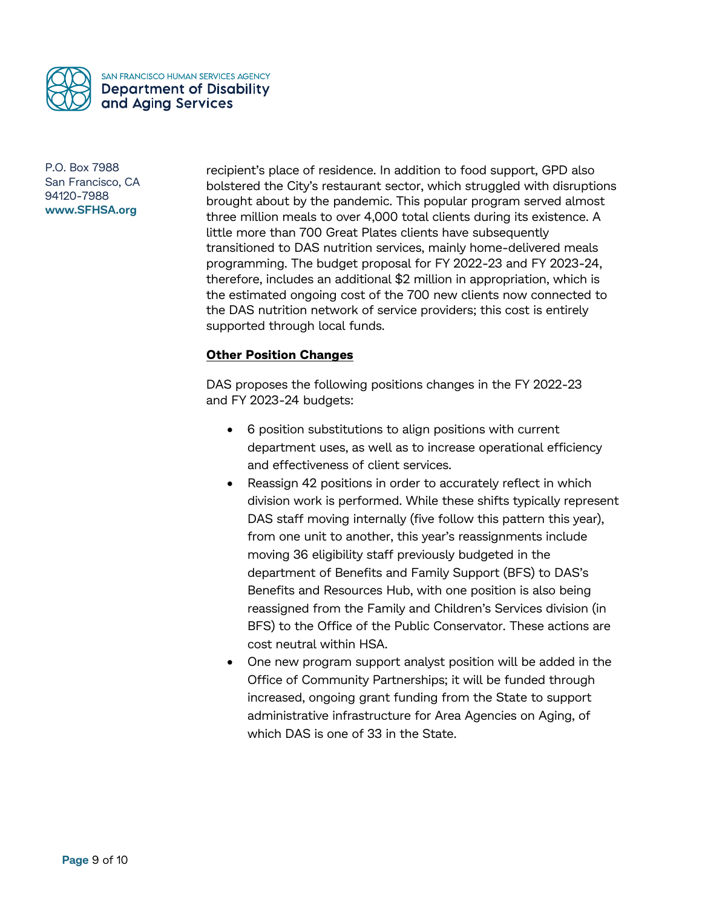recipient's place of residence. In addition to food support, GPD also bolstered the City's restaurant sector, which struggled with disruptions brought about by the pandemic. This popular program served almost three million meals to over 4,000 total clients during its existence. A little more than 700 Great Plates clients have subsequently transitioned to DAS nutrition services, mainly home-delivered meals programming. The budget proposal for FY 2022-23 and FY 2023-24, therefore, includes an additional $2 million in appropriation, which is the estimated ongoing cost of the 700 new clients now connected to the DAS nutrition network of service providers; this cost is entirely supported through local funds.

**Other Position Changes**

DAS proposes the following positions changes in the FY 2022-23 and FY 2023-24 budgets:

- 6 position substitutions to align positions with current department uses, as well as to increase operational efficiency and effectiveness of client services.
- Reassign 42 positions in order to accurately reflect in which division work is performed. While these shifts typically represent DAS staff moving internally (five follow this pattern this year), from one unit to another, this year's reassignments include moving 36 eligibility staff previously budgeted in the department of Benefits and Family Support (BFS) to DAS's Benefits and Resources Hub, with one position is also being reassigned from the Family and Children's Services division (in BFS) to the Office of the Public Conservator. These actions are cost neutral within HSA.
- One new program support analyst position will be added in the Office of Community Partnerships; it will be funded through increased, ongoing grant funding from the State to support administrative infrastructure for Area Agencies on Aging, of which DAS is one of 33 in the State.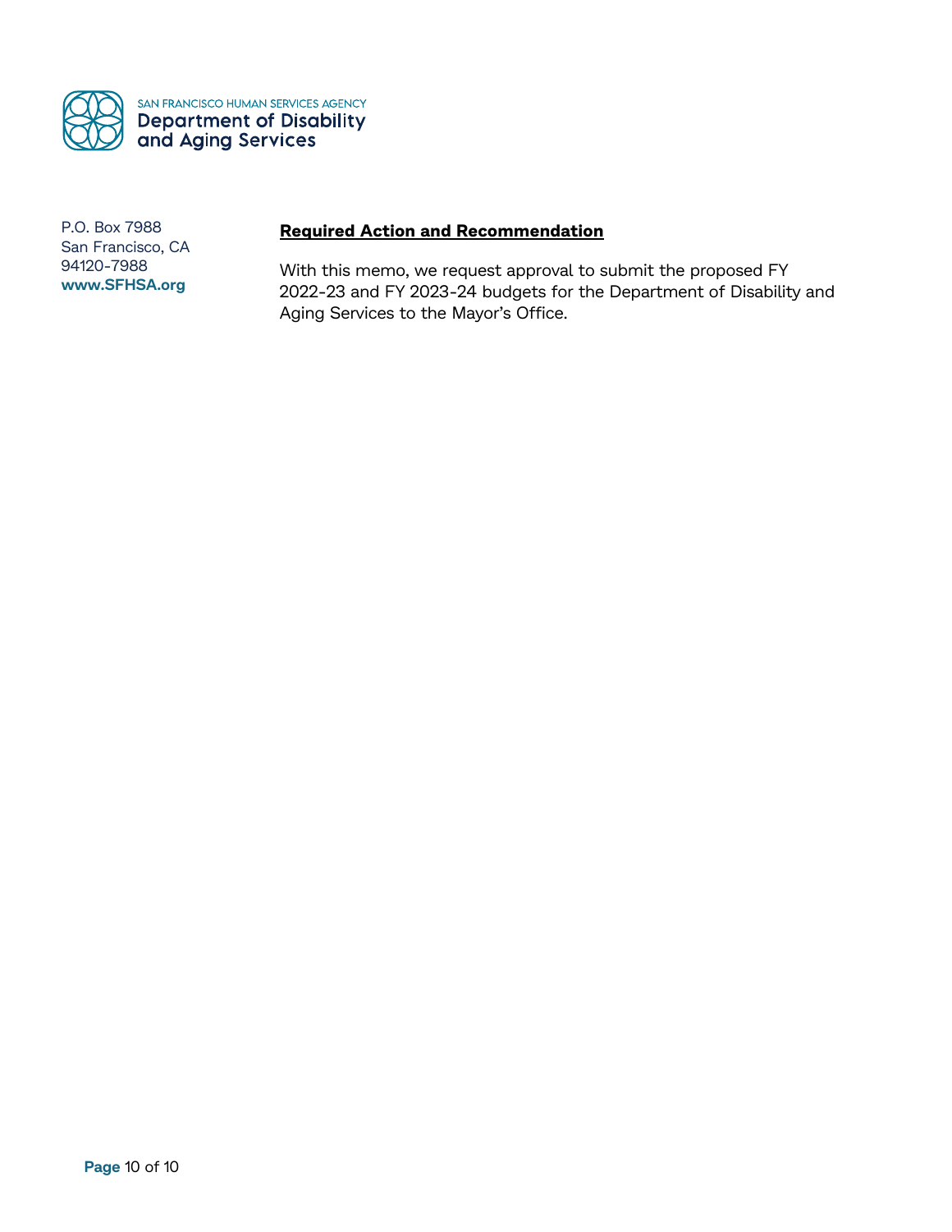SAN FRANCISCO HUMAN SERVICES AGENCY
**Department of Disability and Aging Services**

P.O. Box 7988
San Francisco, CA
94120-7988
**www.SFHSA.org**

**Required Action and Recommendation**

With this memo, we request approval to submit the proposed FY 2022-23 and FY 2023-24 budgets for the Department of Disability and Aging Services to the Mayor's Office.